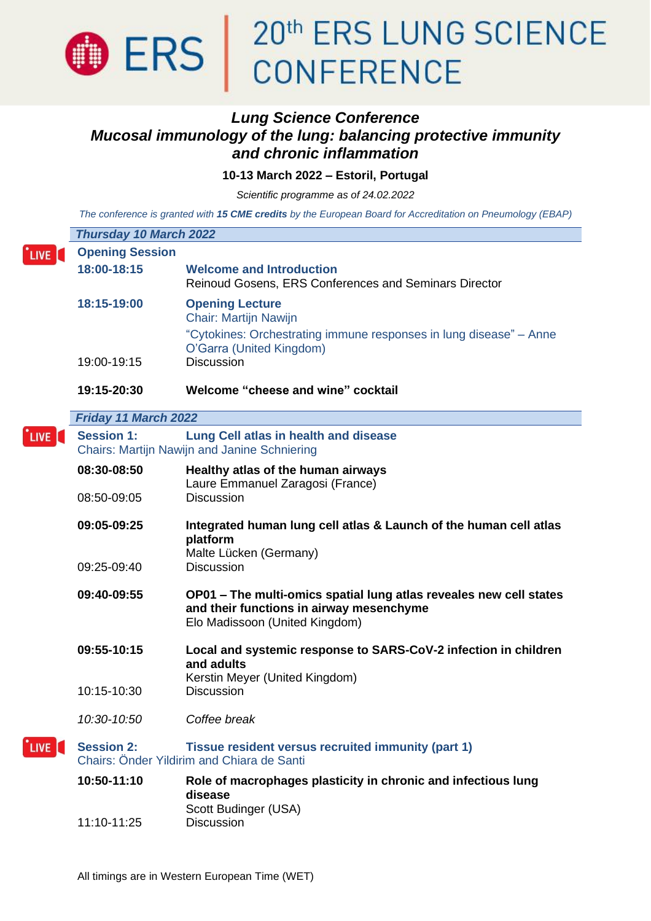# 20th ERS LUNG SCIENCE CONFERENCE

## *Lung Science Conference*
## *Mucosal immunology of the lung: balancing protective immunity and chronic inflammation*

**10-13 March 2022 – Estoril, Portugal**

*Scientific programme as of 24.02.2022*

*The conference is granted with **15 CME credits** by the European Board for Accreditation on Pneumology (EBAP)*

### *Thursday 10 March 2022*

LIVE **Opening Session**

| | |
|---|---|
| **18:00-18:15** | **Welcome and Introduction**<br>Reinoud Gosens, ERS Conferences and Seminars Director |
| **18:15-19:00** | **Opening Lecture**<br>Chair: Martijn Nawijn<br>"Cytokines: Orchestrating immune responses in lung disease" – Anne O'Garra (United Kingdom) |
| 19:00-19:15 | Discussion |
| **19:15-20:30** | **Welcome "cheese and wine" cocktail** |

### *Friday 11 March 2022*

LIVE **Session 1: Lung Cell atlas in health and disease**
Chairs: Martijn Nawijn and Janine Schniering

| | |
|---|---|
| **08:30-08:50** | **Healthy atlas of the human airways**<br>Laure Emmanuel Zaragosi (France) |
| 08:50-09:05 | Discussion |
| **09:05-09:25** | **Integrated human lung cell atlas & Launch of the human cell atlas platform**<br>Malte Lücken (Germany) |
| 09:25-09:40 | Discussion |
| **09:40-09:55** | **OP01 – The multi-omics spatial lung atlas reveales new cell states and their functions in airway mesenchyme**<br>Elo Madissoon (United Kingdom) |
| **09:55-10:15** | **Local and systemic response to SARS-CoV-2 infection in children and adults**<br>Kerstin Meyer (United Kingdom) |
| 10:15-10:30 | Discussion |
| *10:30-10:50* | *Coffee break* |

LIVE **Session 2: Tissue resident versus recruited immunity (part 1)**
Chairs: Önder Yildirim and Chiara de Santi

| | |
|---|---|
| **10:50-11:10** | **Role of macrophages plasticity in chronic and infectious lung disease**<br>Scott Budinger (USA) |
| 11:10-11:25 | Discussion |

All timings are in Western European Time (WET)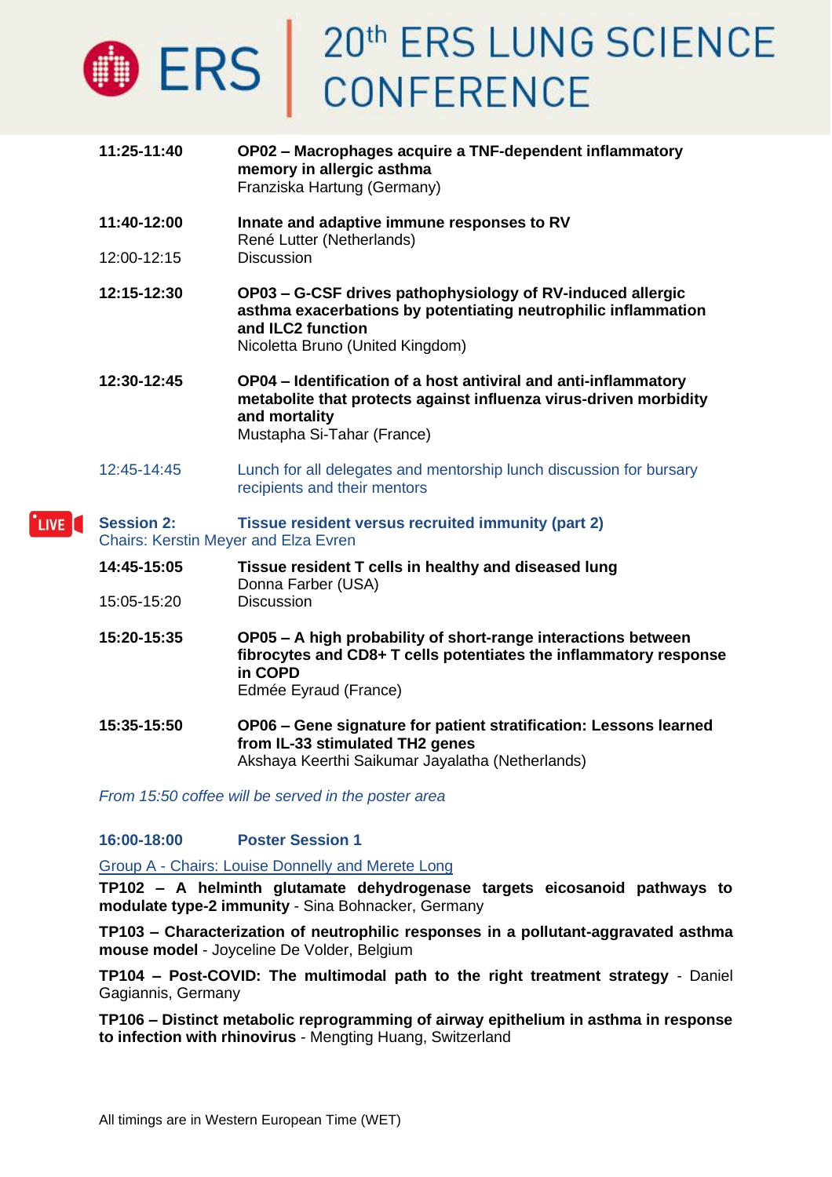**11:25-11:40** **OP02 – Macrophages acquire a TNF-dependent inflammatory memory in allergic asthma**
Franziska Hartung (Germany)

**11:40-12:00** **Innate and adaptive immune responses to RV**
René Lutter (Netherlands)

12:00-12:15 Discussion

**12:15-12:30** **OP03 – G-CSF drives pathophysiology of RV-induced allergic asthma exacerbations by potentiating neutrophilic inflammation and ILC2 function**
Nicoletta Bruno (United Kingdom)

**12:30-12:45** **OP04 – Identification of a host antiviral and anti-inflammatory metabolite that protects against influenza virus-driven morbidity and mortality**
Mustapha Si-Tahar (France)

12:45-14:45 Lunch for all delegates and mentorship lunch discussion for bursary recipients and their mentors

LIVE

## Session 2: Tissue resident versus recruited immunity (part 2)

Chairs: Kerstin Meyer and Elza Evren

**14:45-15:05** **Tissue resident T cells in healthy and diseased lung**
Donna Farber (USA)

15:05-15:20 Discussion

**15:20-15:35** **OP05 – A high probability of short-range interactions between fibrocytes and CD8+ T cells potentiates the inflammatory response in COPD**
Edmée Eyraud (France)

**15:35-15:50** **OP06 – Gene signature for patient stratification: Lessons learned from IL-33 stimulated TH2 genes**
Akshaya Keerthi Saikumar Jayalatha (Netherlands)

*From 15:50 coffee will be served in the poster area*

## 16:00-18:00 Poster Session 1

Group A - Chairs: Louise Donnelly and Merete Long

**TP102 – A helminth glutamate dehydrogenase targets eicosanoid pathways to modulate type-2 immunity** - Sina Bohnacker, Germany

**TP103 – Characterization of neutrophilic responses in a pollutant-aggravated asthma mouse model** - Joyceline De Volder, Belgium

**TP104 – Post-COVID: The multimodal path to the right treatment strategy** - Daniel Gagiannis, Germany

**TP106 – Distinct metabolic reprogramming of airway epithelium in asthma in response to infection with rhinovirus** - Mengting Huang, Switzerland

All timings are in Western European Time (WET)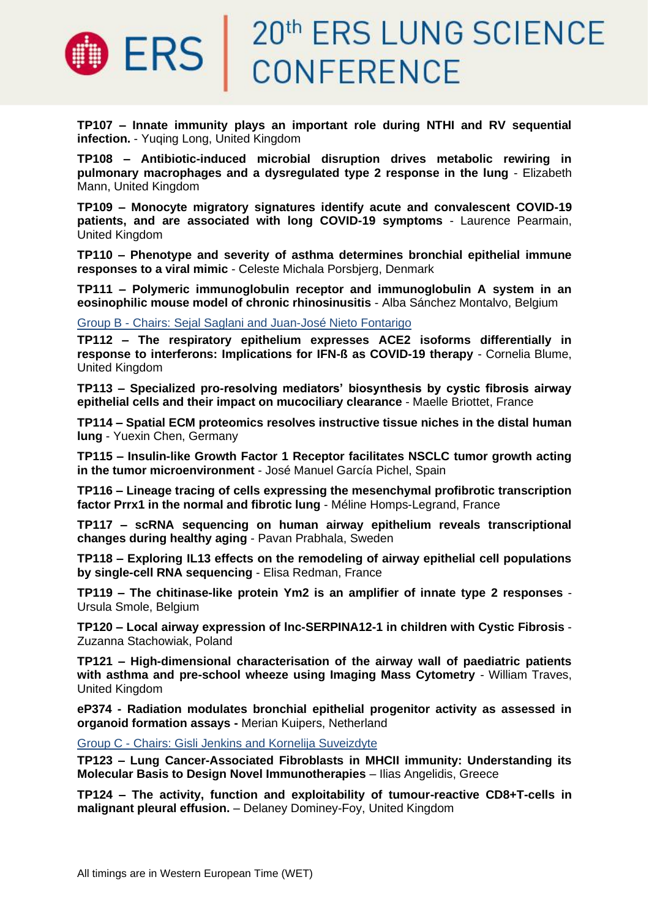**TP107 – Innate immunity plays an important role during NTHI and RV sequential infection.** - Yuqing Long, United Kingdom

**TP108 – Antibiotic-induced microbial disruption drives metabolic rewiring in pulmonary macrophages and a dysregulated type 2 response in the lung** - Elizabeth Mann, United Kingdom

**TP109 – Monocyte migratory signatures identify acute and convalescent COVID-19 patients, and are associated with long COVID-19 symptoms** - Laurence Pearmain, United Kingdom

**TP110 – Phenotype and severity of asthma determines bronchial epithelial immune responses to a viral mimic** - Celeste Michala Porsbjerg, Denmark

**TP111 – Polymeric immunoglobulin receptor and immunoglobulin A system in an eosinophilic mouse model of chronic rhinosinusitis** - Alba Sánchez Montalvo, Belgium

Group B - Chairs: Sejal Saglani and Juan-José Nieto Fontarigo

**TP112 – The respiratory epithelium expresses ACE2 isoforms differentially in response to interferons: Implications for IFN-ß as COVID-19 therapy** - Cornelia Blume, United Kingdom

**TP113 – Specialized pro-resolving mediators' biosynthesis by cystic fibrosis airway epithelial cells and their impact on mucociliary clearance** - Maelle Briottet, France

**TP114 – Spatial ECM proteomics resolves instructive tissue niches in the distal human lung** - Yuexin Chen, Germany

**TP115 – Insulin-like Growth Factor 1 Receptor facilitates NSCLC tumor growth acting in the tumor microenvironment** - José Manuel García Pichel, Spain

**TP116 – Lineage tracing of cells expressing the mesenchymal profibrotic transcription factor Prrx1 in the normal and fibrotic lung** - Méline Homps-Legrand, France

**TP117 – scRNA sequencing on human airway epithelium reveals transcriptional changes during healthy aging** - Pavan Prabhala, Sweden

**TP118 – Exploring IL13 effects on the remodeling of airway epithelial cell populations by single-cell RNA sequencing** - Elisa Redman, France

**TP119 – The chitinase-like protein Ym2 is an amplifier of innate type 2 responses** - Ursula Smole, Belgium

**TP120 – Local airway expression of lnc-SERPINA12-1 in children with Cystic Fibrosis** - Zuzanna Stachowiak, Poland

**TP121 – High-dimensional characterisation of the airway wall of paediatric patients with asthma and pre-school wheeze using Imaging Mass Cytometry** - William Traves, United Kingdom

**eP374 - Radiation modulates bronchial epithelial progenitor activity as assessed in organoid formation assays -** Merian Kuipers, Netherland

Group C - Chairs: Gisli Jenkins and Kornelija Suveizdyte

**TP123 – Lung Cancer-Associated Fibroblasts in MHCII immunity: Understanding its Molecular Basis to Design Novel Immunotherapies** – Ilias Angelidis, Greece

**TP124 – The activity, function and exploitability of tumour-reactive CD8+T-cells in malignant pleural effusion.** – Delaney Dominey-Foy, United Kingdom

All timings are in Western European Time (WET)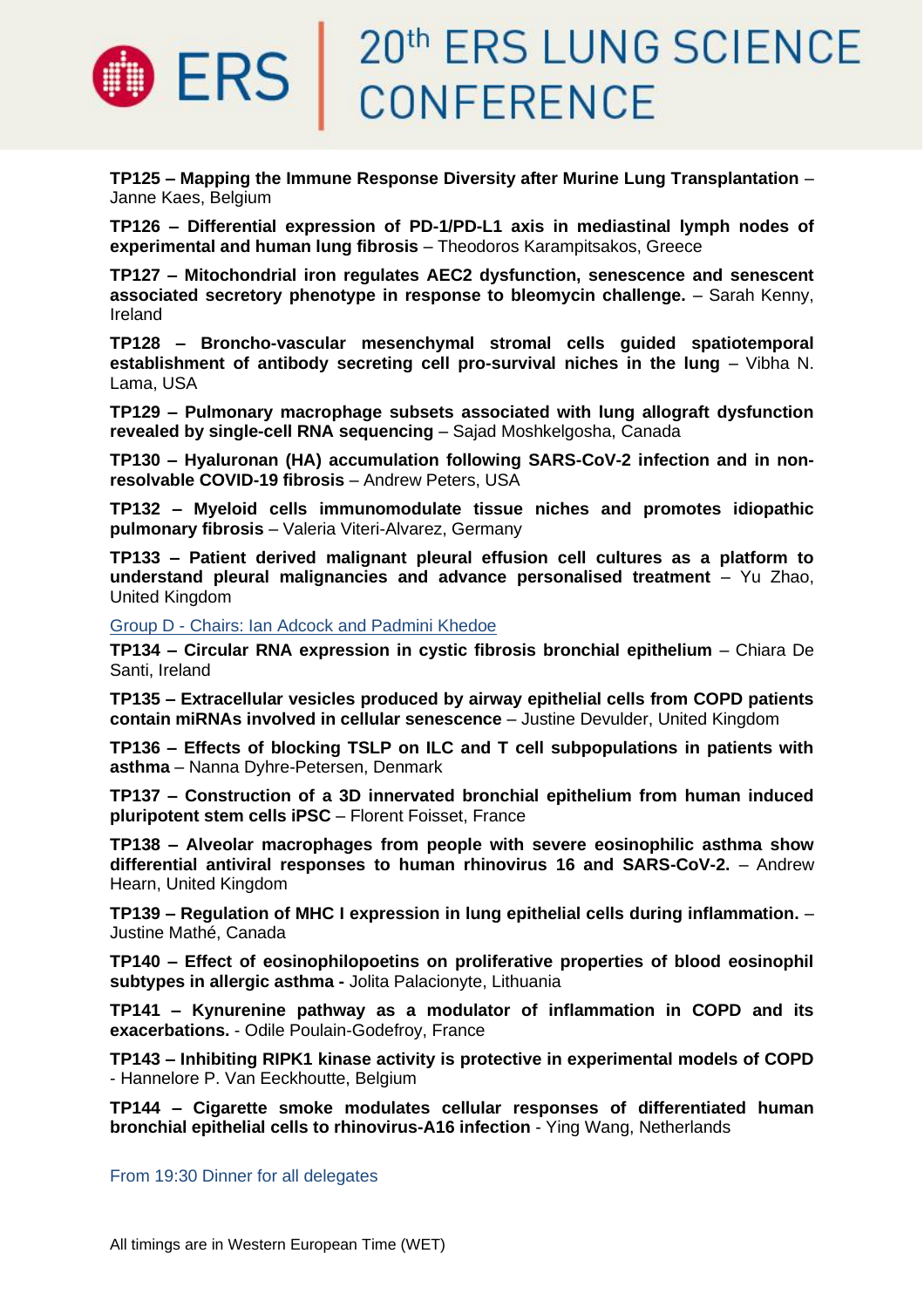**TP125 – Mapping the Immune Response Diversity after Murine Lung Transplantation** – Janne Kaes, Belgium

**TP126 – Differential expression of PD-1/PD-L1 axis in mediastinal lymph nodes of experimental and human lung fibrosis** – Theodoros Karampitsakos, Greece

**TP127 – Mitochondrial iron regulates AEC2 dysfunction, senescence and senescent associated secretory phenotype in response to bleomycin challenge.** – Sarah Kenny, Ireland

**TP128 – Broncho-vascular mesenchymal stromal cells guided spatiotemporal establishment of antibody secreting cell pro-survival niches in the lung** – Vibha N. Lama, USA

**TP129 – Pulmonary macrophage subsets associated with lung allograft dysfunction revealed by single-cell RNA sequencing** – Sajad Moshkelgosha, Canada

**TP130 – Hyaluronan (HA) accumulation following SARS-CoV-2 infection and in non-resolvable COVID-19 fibrosis** – Andrew Peters, USA

**TP132 – Myeloid cells immunomodulate tissue niches and promotes idiopathic pulmonary fibrosis** – Valeria Viteri-Alvarez, Germany

**TP133 – Patient derived malignant pleural effusion cell cultures as a platform to understand pleural malignancies and advance personalised treatment** – Yu Zhao, United Kingdom

Group D - Chairs: Ian Adcock and Padmini Khedoe

**TP134 – Circular RNA expression in cystic fibrosis bronchial epithelium** – Chiara De Santi, Ireland

**TP135 – Extracellular vesicles produced by airway epithelial cells from COPD patients contain miRNAs involved in cellular senescence** – Justine Devulder, United Kingdom

**TP136 – Effects of blocking TSLP on ILC and T cell subpopulations in patients with asthma** – Nanna Dyhre-Petersen, Denmark

**TP137 – Construction of a 3D innervated bronchial epithelium from human induced pluripotent stem cells iPSC** – Florent Foisset, France

**TP138 – Alveolar macrophages from people with severe eosinophilic asthma show differential antiviral responses to human rhinovirus 16 and SARS-CoV-2.** – Andrew Hearn, United Kingdom

**TP139 – Regulation of MHC I expression in lung epithelial cells during inflammation.** – Justine Mathé, Canada

**TP140 – Effect of eosinophilopoetins on proliferative properties of blood eosinophil subtypes in allergic asthma -** Jolita Palacionyte, Lithuania

**TP141 – Kynurenine pathway as a modulator of inflammation in COPD and its exacerbations.** - Odile Poulain-Godefroy, France

**TP143 – Inhibiting RIPK1 kinase activity is protective in experimental models of COPD** - Hannelore P. Van Eeckhoutte, Belgium

**TP144 – Cigarette smoke modulates cellular responses of differentiated human bronchial epithelial cells to rhinovirus-A16 infection** - Ying Wang, Netherlands

From 19:30 Dinner for all delegates

All timings are in Western European Time (WET)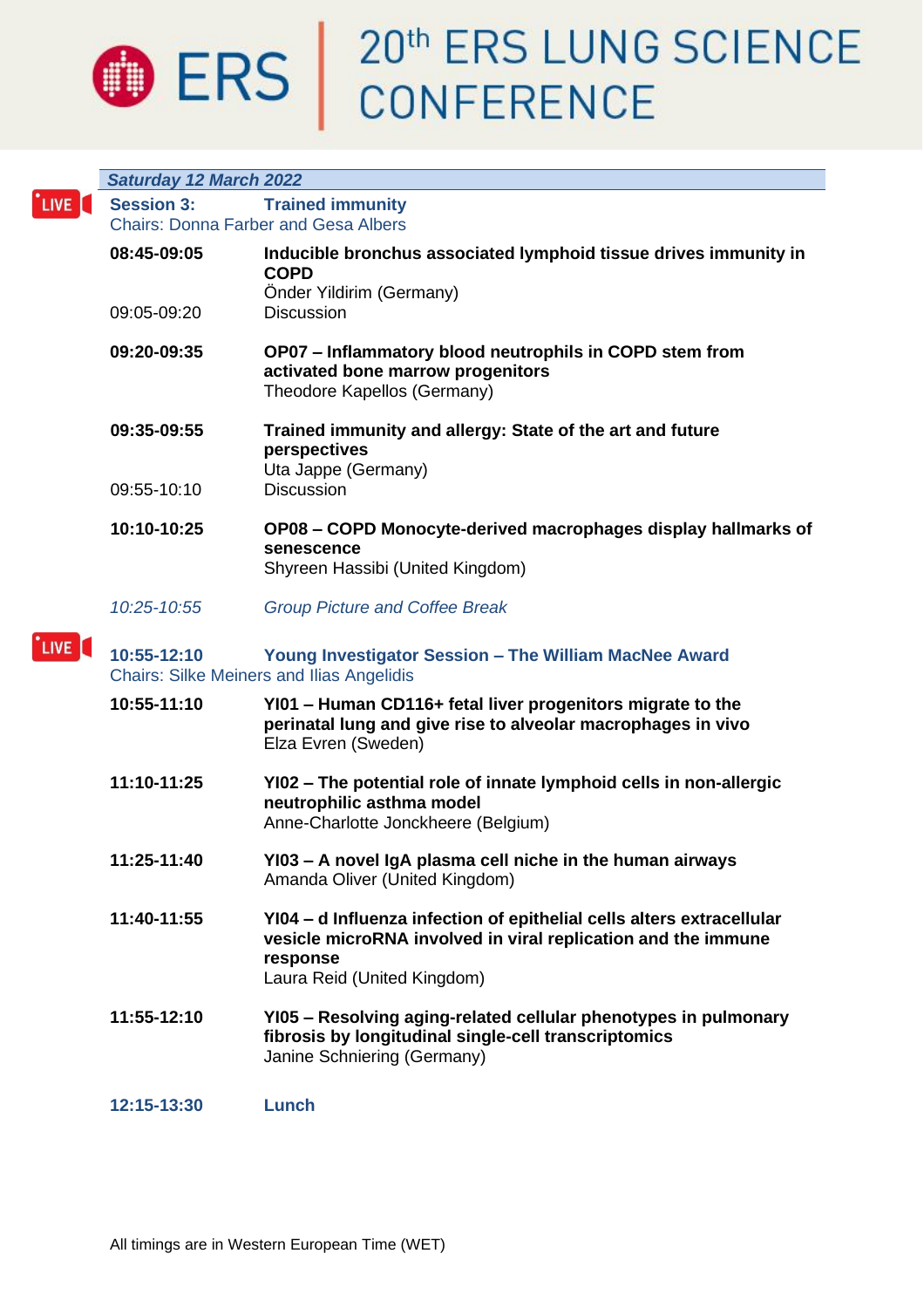# 20th ERS LUNG SCIENCE CONFERENCE

*Saturday 12 March 2022*

LIVE

**Session 3: Trained immunity**
Chairs: Donna Farber and Gesa Albers

| | |
|---|---|
| **08:45-09:05** | **Inducible bronchus associated lymphoid tissue drives immunity in COPD**<br>Önder Yildirim (Germany) |
| 09:05-09:20 | Discussion |
| **09:20-09:35** | **OP07 – Inflammatory blood neutrophils in COPD stem from activated bone marrow progenitors**<br>Theodore Kapellos (Germany) |
| **09:35-09:55** | **Trained immunity and allergy: State of the art and future perspectives**<br>Uta Jappe (Germany) |
| 09:55-10:10 | Discussion |
| **10:10-10:25** | **OP08 – COPD Monocyte-derived macrophages display hallmarks of senescence**<br>Shyreen Hassibi (United Kingdom) |
| *10:25-10:55* | *Group Picture and Coffee Break* |

LIVE

**10:55-12:10 Young Investigator Session – The William MacNee Award**
Chairs: Silke Meiners and Ilias Angelidis

| | |
|---|---|
| **10:55-11:10** | **YI01 – Human CD116+ fetal liver progenitors migrate to the perinatal lung and give rise to alveolar macrophages in vivo**<br>Elza Evren (Sweden) |
| **11:10-11:25** | **YI02 – The potential role of innate lymphoid cells in non-allergic neutrophilic asthma model**<br>Anne-Charlotte Jonckheere (Belgium) |
| **11:25-11:40** | **YI03 – A novel IgA plasma cell niche in the human airways**<br>Amanda Oliver (United Kingdom) |
| **11:40-11:55** | **YI04 – d Influenza infection of epithelial cells alters extracellular vesicle microRNA involved in viral replication and the immune response**<br>Laura Reid (United Kingdom) |
| **11:55-12:10** | **YI05 – Resolving aging-related cellular phenotypes in pulmonary fibrosis by longitudinal single-cell transcriptomics**<br>Janine Schniering (Germany) |
| **12:15-13:30** | **Lunch** |

All timings are in Western European Time (WET)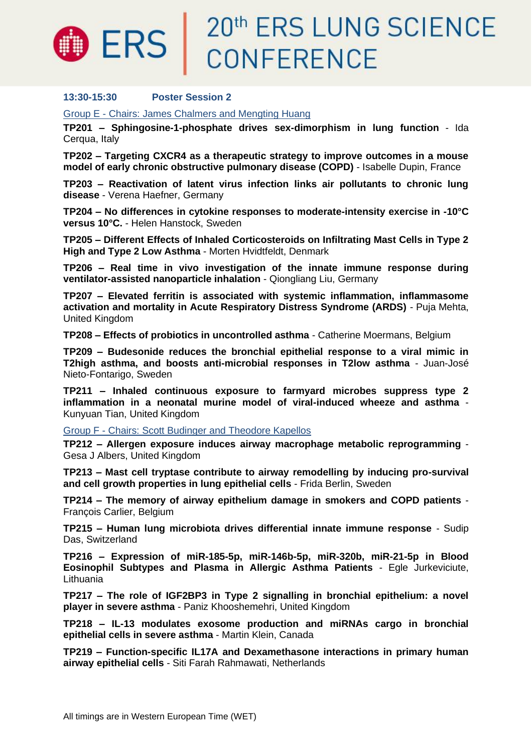**13:30-15:30 Poster Session 2**

Group E - Chairs: James Chalmers and Mengting Huang

**TP201 – Sphingosine-1-phosphate drives sex-dimorphism in lung function** - Ida Cerqua, Italy

**TP202 – Targeting CXCR4 as a therapeutic strategy to improve outcomes in a mouse model of early chronic obstructive pulmonary disease (COPD)** - Isabelle Dupin, France

**TP203 – Reactivation of latent virus infection links air pollutants to chronic lung disease** - Verena Haefner, Germany

**TP204 – No differences in cytokine responses to moderate-intensity exercise in -10°C versus 10°C.** - Helen Hanstock, Sweden

**TP205 – Different Effects of Inhaled Corticosteroids on Infiltrating Mast Cells in Type 2 High and Type 2 Low Asthma** - Morten Hvidtfeldt, Denmark

**TP206 – Real time in vivo investigation of the innate immune response during ventilator-assisted nanoparticle inhalation** - Qiongliang Liu, Germany

**TP207 – Elevated ferritin is associated with systemic inflammation, inflammasome activation and mortality in Acute Respiratory Distress Syndrome (ARDS)** - Puja Mehta, United Kingdom

**TP208 – Effects of probiotics in uncontrolled asthma** - Catherine Moermans, Belgium

**TP209 – Budesonide reduces the bronchial epithelial response to a viral mimic in T2high asthma, and boosts anti-microbial responses in T2low asthma** - Juan-José Nieto-Fontarigo, Sweden

**TP211 – Inhaled continuous exposure to farmyard microbes suppress type 2 inflammation in a neonatal murine model of viral-induced wheeze and asthma** - Kunyuan Tian, United Kingdom

Group F - Chairs: Scott Budinger and Theodore Kapellos

**TP212 – Allergen exposure induces airway macrophage metabolic reprogramming** - Gesa J Albers, United Kingdom

**TP213 – Mast cell tryptase contribute to airway remodelling by inducing pro-survival and cell growth properties in lung epithelial cells** - Frida Berlin, Sweden

**TP214 – The memory of airway epithelium damage in smokers and COPD patients** - François Carlier, Belgium

**TP215 – Human lung microbiota drives differential innate immune response** - Sudip Das, Switzerland

**TP216 – Expression of miR-185-5p, miR-146b-5p, miR-320b, miR-21-5p in Blood Eosinophil Subtypes and Plasma in Allergic Asthma Patients** - Egle Jurkeviciute, Lithuania

**TP217 – The role of IGF2BP3 in Type 2 signalling in bronchial epithelium: a novel player in severe asthma** - Paniz Khooshemehri, United Kingdom

**TP218 – IL-13 modulates exosome production and miRNAs cargo in bronchial epithelial cells in severe asthma** - Martin Klein, Canada

**TP219 – Function-specific IL17A and Dexamethasone interactions in primary human airway epithelial cells** - Siti Farah Rahmawati, Netherlands

All timings are in Western European Time (WET)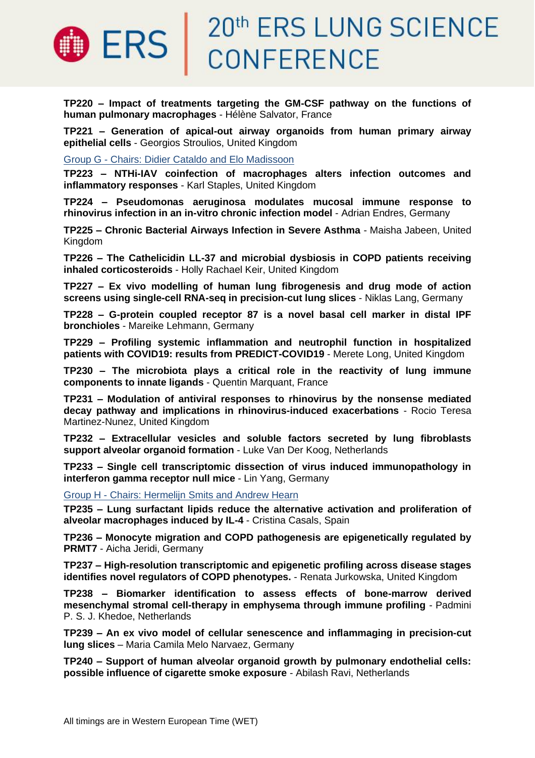**TP220 – Impact of treatments targeting the GM-CSF pathway on the functions of human pulmonary macrophages** - Hélène Salvator, France

**TP221 – Generation of apical-out airway organoids from human primary airway epithelial cells** - Georgios Stroulios, United Kingdom

Group G - Chairs: Didier Cataldo and Elo Madissoon

**TP223 – NTHi-IAV coinfection of macrophages alters infection outcomes and inflammatory responses** - Karl Staples, United Kingdom

**TP224 – Pseudomonas aeruginosa modulates mucosal immune response to rhinovirus infection in an in-vitro chronic infection model** - Adrian Endres, Germany

**TP225 – Chronic Bacterial Airways Infection in Severe Asthma** - Maisha Jabeen, United Kingdom

**TP226 – The Cathelicidin LL-37 and microbial dysbiosis in COPD patients receiving inhaled corticosteroids** - Holly Rachael Keir, United Kingdom

**TP227 – Ex vivo modelling of human lung fibrogenesis and drug mode of action screens using single-cell RNA-seq in precision-cut lung slices** - Niklas Lang, Germany

**TP228 – G-protein coupled receptor 87 is a novel basal cell marker in distal IPF bronchioles** - Mareike Lehmann, Germany

**TP229 – Profiling systemic inflammation and neutrophil function in hospitalized patients with COVID19: results from PREDICT-COVID19** - Merete Long, United Kingdom

**TP230 – The microbiota plays a critical role in the reactivity of lung immune components to innate ligands** - Quentin Marquant, France

**TP231 – Modulation of antiviral responses to rhinovirus by the nonsense mediated decay pathway and implications in rhinovirus-induced exacerbations** - Rocio Teresa Martinez-Nunez, United Kingdom

**TP232 – Extracellular vesicles and soluble factors secreted by lung fibroblasts support alveolar organoid formation** - Luke Van Der Koog, Netherlands

**TP233 – Single cell transcriptomic dissection of virus induced immunopathology in interferon gamma receptor null mice** - Lin Yang, Germany

Group H - Chairs: Hermelijn Smits and Andrew Hearn

**TP235 – Lung surfactant lipids reduce the alternative activation and proliferation of alveolar macrophages induced by IL-4** - Cristina Casals, Spain

**TP236 – Monocyte migration and COPD pathogenesis are epigenetically regulated by PRMT7** - Aicha Jeridi, Germany

**TP237 – High-resolution transcriptomic and epigenetic profiling across disease stages identifies novel regulators of COPD phenotypes.** - Renata Jurkowska, United Kingdom

**TP238 – Biomarker identification to assess effects of bone-marrow derived mesenchymal stromal cell-therapy in emphysema through immune profiling** - Padmini P. S. J. Khedoe, Netherlands

**TP239 – An ex vivo model of cellular senescence and inflammaging in precision-cut lung slices** – Maria Camila Melo Narvaez, Germany

**TP240 – Support of human alveolar organoid growth by pulmonary endothelial cells: possible influence of cigarette smoke exposure** - Abilash Ravi, Netherlands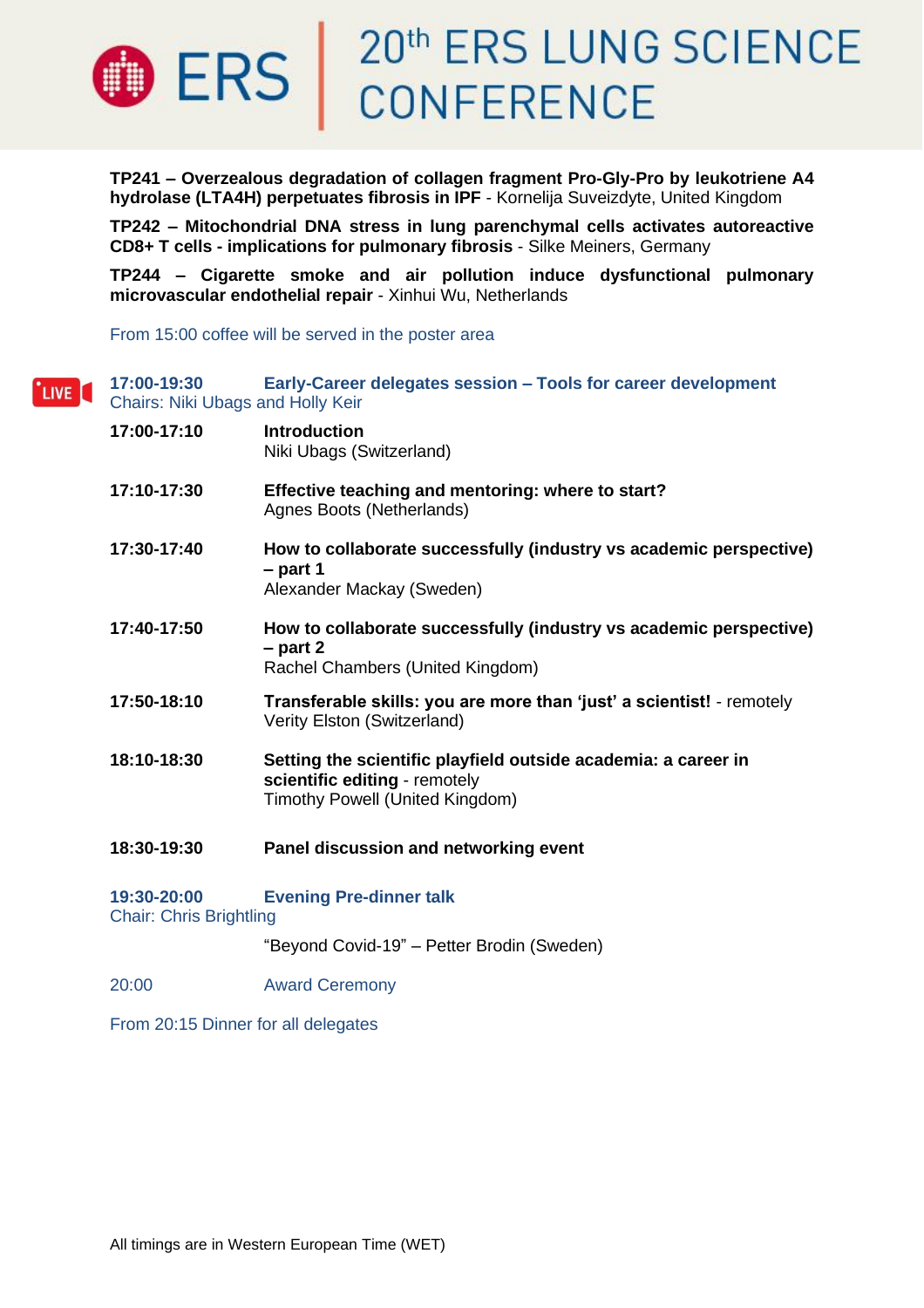**TP241 – Overzealous degradation of collagen fragment Pro-Gly-Pro by leukotriene A4 hydrolase (LTA4H) perpetuates fibrosis in IPF** - Kornelija Suveizdyte, United Kingdom

**TP242 – Mitochondrial DNA stress in lung parenchymal cells activates autoreactive CD8+ T cells - implications for pulmonary fibrosis** - Silke Meiners, Germany

**TP244 – Cigarette smoke and air pollution induce dysfunctional pulmonary microvascular endothelial repair** - Xinhui Wu, Netherlands

From 15:00 coffee will be served in the poster area

LIVE

**17:00-19:30 Early-Career delegates session – Tools for career development**
Chairs: Niki Ubags and Holly Keir

**17:00-17:10** **Introduction**
Niki Ubags (Switzerland)

**17:10-17:30** **Effective teaching and mentoring: where to start?**
Agnes Boots (Netherlands)

**17:30-17:40** **How to collaborate successfully (industry vs academic perspective) – part 1**
Alexander Mackay (Sweden)

**17:40-17:50** **How to collaborate successfully (industry vs academic perspective) – part 2**
Rachel Chambers (United Kingdom)

**17:50-18:10** **Transferable skills: you are more than 'just' a scientist!** - remotely
Verity Elston (Switzerland)

**18:10-18:30** **Setting the scientific playfield outside academia: a career in scientific editing** - remotely
Timothy Powell (United Kingdom)

**18:30-19:30** **Panel discussion and networking event**

**19:30-20:00 Evening Pre-dinner talk**
Chair: Chris Brightling

"Beyond Covid-19" – Petter Brodin (Sweden)

20:00 Award Ceremony

From 20:15 Dinner for all delegates

All timings are in Western European Time (WET)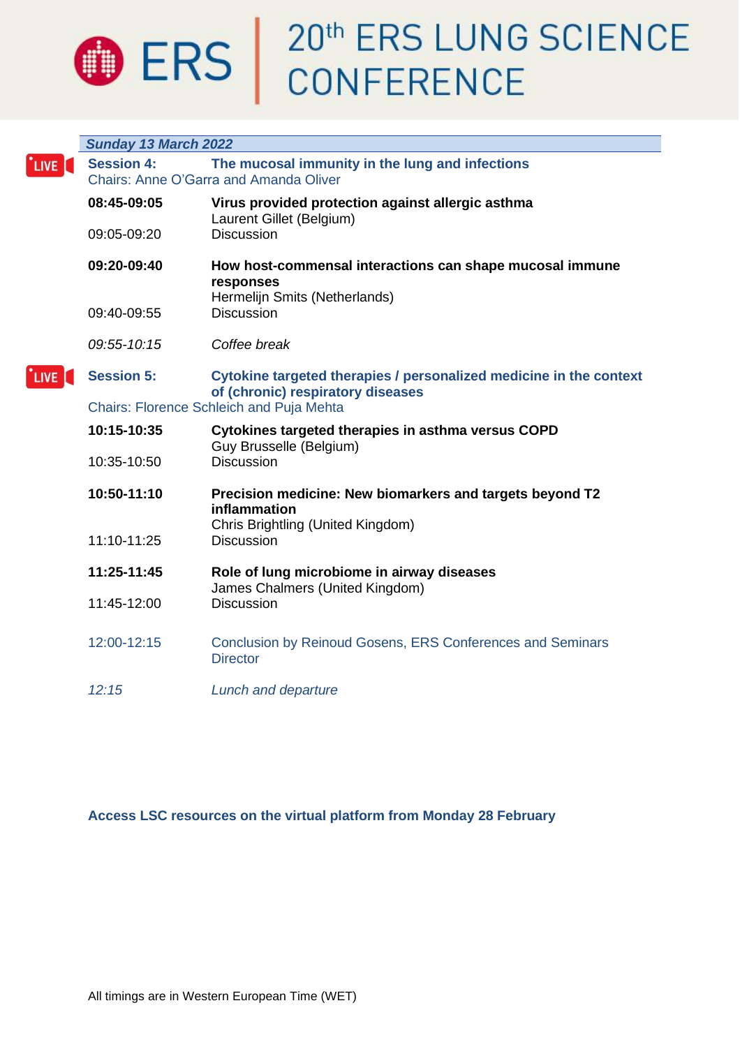# 20th ERS LUNG SCIENCE CONFERENCE

***Sunday 13 March 2022***

LIVE **Session 4:** **The mucosal immunity in the lung and infections**
Chairs: Anne O'Garra and Amanda Oliver

**08:45-09:05** **Virus provided protection against allergic asthma**
Laurent Gillet (Belgium)
09:05-09:20 Discussion

**09:20-09:40** **How host-commensal interactions can shape mucosal immune responses**
Hermelijn Smits (Netherlands)
09:40-09:55 Discussion

*09:55-10:15* *Coffee break*

LIVE **Session 5:** **Cytokine targeted therapies / personalized medicine in the context of (chronic) respiratory diseases**
Chairs: Florence Schleich and Puja Mehta

**10:15-10:35** **Cytokines targeted therapies in asthma versus COPD**
Guy Brusselle (Belgium)
10:35-10:50 Discussion

**10:50-11:10** **Precision medicine: New biomarkers and targets beyond T2 inflammation**
Chris Brightling (United Kingdom)
11:10-11:25 Discussion

**11:25-11:45** **Role of lung microbiome in airway diseases**
James Chalmers (United Kingdom)
11:45-12:00 Discussion

12:00-12:15 Conclusion by Reinoud Gosens, ERS Conferences and Seminars Director

*12:15* *Lunch and departure*

**Access LSC resources on the virtual platform from Monday 28 February**

All timings are in Western European Time (WET)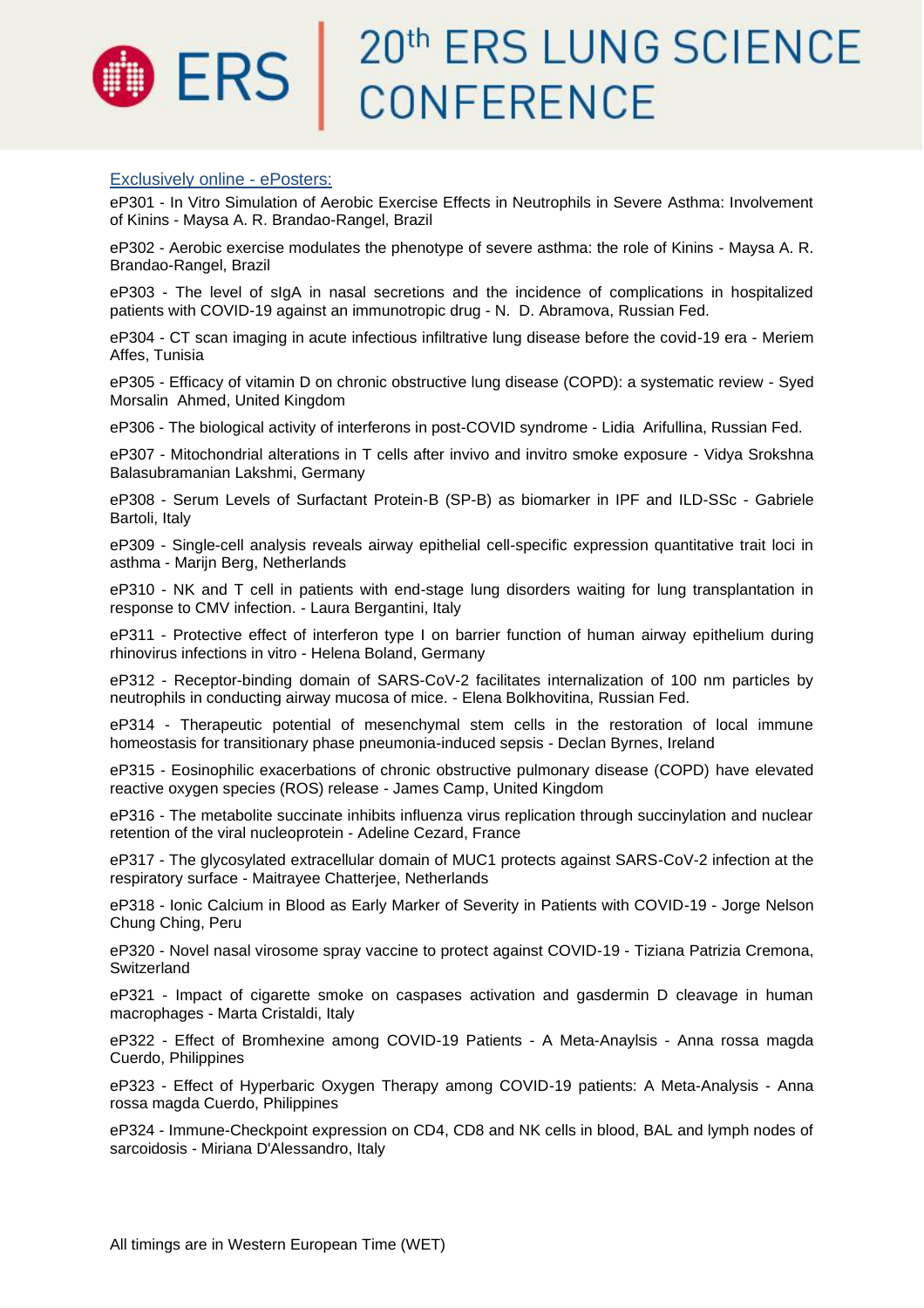[Exclusively online - ePosters:]

eP301 - In Vitro Simulation of Aerobic Exercise Effects in Neutrophils in Severe Asthma: Involvement of Kinins - Maysa A. R. Brandao-Rangel, Brazil

eP302 - Aerobic exercise modulates the phenotype of severe asthma: the role of Kinins - Maysa A. R. Brandao-Rangel, Brazil

eP303 - The level of sIgA in nasal secretions and the incidence of complications in hospitalized patients with COVID-19 against an immunotropic drug - N. D. Abramova, Russian Fed.

eP304 - CT scan imaging in acute infectious infiltrative lung disease before the covid-19 era - Meriem Affes, Tunisia

eP305 - Efficacy of vitamin D on chronic obstructive lung disease (COPD): a systematic review - Syed Morsalin Ahmed, United Kingdom

eP306 - The biological activity of interferons in post-COVID syndrome - Lidia Arifullina, Russian Fed.

eP307 - Mitochondrial alterations in T cells after invivo and invitro smoke exposure - Vidya Srokshna Balasubramanian Lakshmi, Germany

eP308 - Serum Levels of Surfactant Protein-B (SP-B) as biomarker in IPF and ILD-SSc - Gabriele Bartoli, Italy

eP309 - Single-cell analysis reveals airway epithelial cell-specific expression quantitative trait loci in asthma - Marijn Berg, Netherlands

eP310 - NK and T cell in patients with end-stage lung disorders waiting for lung transplantation in response to CMV infection. - Laura Bergantini, Italy

eP311 - Protective effect of interferon type I on barrier function of human airway epithelium during rhinovirus infections in vitro - Helena Boland, Germany

eP312 - Receptor-binding domain of SARS-CoV-2 facilitates internalization of 100 nm particles by neutrophils in conducting airway mucosa of mice. - Elena Bolkhovitina, Russian Fed.

eP314 - Therapeutic potential of mesenchymal stem cells in the restoration of local immune homeostasis for transitionary phase pneumonia-induced sepsis - Declan Byrnes, Ireland

eP315 - Eosinophilic exacerbations of chronic obstructive pulmonary disease (COPD) have elevated reactive oxygen species (ROS) release - James Camp, United Kingdom

eP316 - The metabolite succinate inhibits influenza virus replication through succinylation and nuclear retention of the viral nucleoprotein - Adeline Cezard, France

eP317 - The glycosylated extracellular domain of MUC1 protects against SARS-CoV-2 infection at the respiratory surface - Maitrayee Chatterjee, Netherlands

eP318 - Ionic Calcium in Blood as Early Marker of Severity in Patients with COVID-19 - Jorge Nelson Chung Ching, Peru

eP320 - Novel nasal virosome spray vaccine to protect against COVID-19 - Tiziana Patrizia Cremona, Switzerland

eP321 - Impact of cigarette smoke on caspases activation and gasdermin D cleavage in human macrophages - Marta Cristaldi, Italy

eP322 - Effect of Bromhexine among COVID-19 Patients - A Meta-Anaylsis - Anna rossa magda Cuerdo, Philippines

eP323 - Effect of Hyperbaric Oxygen Therapy among COVID-19 patients: A Meta-Analysis - Anna rossa magda Cuerdo, Philippines

eP324 - Immune-Checkpoint expression on CD4, CD8 and NK cells in blood, BAL and lymph nodes of sarcoidosis - Miriana D'Alessandro, Italy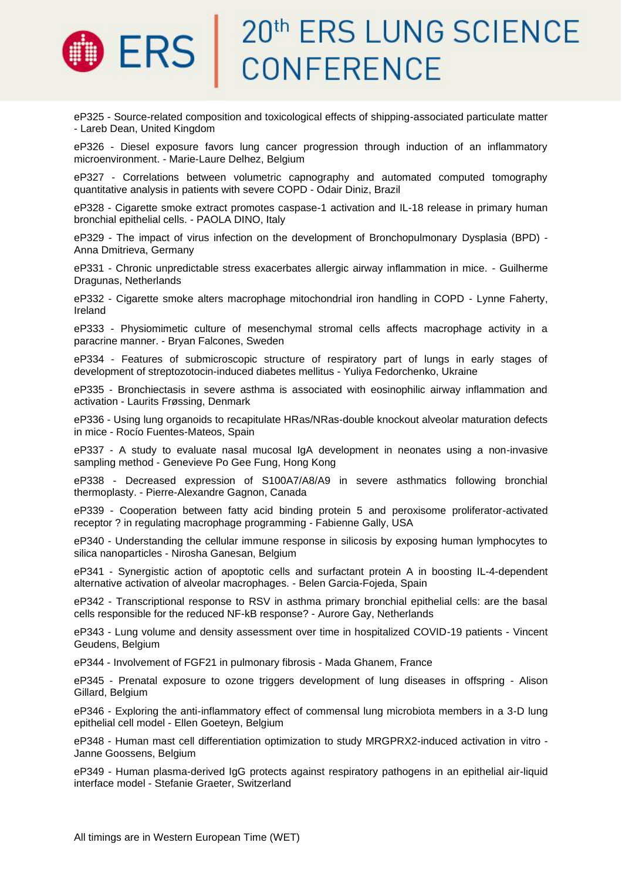eP325 - Source-related composition and toxicological effects of shipping-associated particulate matter - Lareb Dean, United Kingdom

eP326 - Diesel exposure favors lung cancer progression through induction of an inflammatory microenvironment. - Marie-Laure Delhez, Belgium

eP327 - Correlations between volumetric capnography and automated computed tomography quantitative analysis in patients with severe COPD - Odair Diniz, Brazil

eP328 - Cigarette smoke extract promotes caspase-1 activation and IL-18 release in primary human bronchial epithelial cells. - PAOLA DINO, Italy

eP329 - The impact of virus infection on the development of Bronchopulmonary Dysplasia (BPD) - Anna Dmitrieva, Germany

eP331 - Chronic unpredictable stress exacerbates allergic airway inflammation in mice. - Guilherme Dragunas, Netherlands

eP332 - Cigarette smoke alters macrophage mitochondrial iron handling in COPD - Lynne Faherty, Ireland

eP333 - Physiomimetic culture of mesenchymal stromal cells affects macrophage activity in a paracrine manner. - Bryan Falcones, Sweden

eP334 - Features of submicroscopic structure of respiratory part of lungs in early stages of development of streptozotocin-induced diabetes mellitus - Yuliya Fedorchenko, Ukraine

eP335 - Bronchiectasis in severe asthma is associated with eosinophilic airway inflammation and activation - Laurits Frøssing, Denmark

eP336 - Using lung organoids to recapitulate HRas/NRas-double knockout alveolar maturation defects in mice - Rocío Fuentes-Mateos, Spain

eP337 - A study to evaluate nasal mucosal IgA development in neonates using a non-invasive sampling method - Genevieve Po Gee Fung, Hong Kong

eP338 - Decreased expression of S100A7/A8/A9 in severe asthmatics following bronchial thermoplasty. - Pierre-Alexandre Gagnon, Canada

eP339 - Cooperation between fatty acid binding protein 5 and peroxisome proliferator-activated receptor ? in regulating macrophage programming - Fabienne Gally, USA

eP340 - Understanding the cellular immune response in silicosis by exposing human lymphocytes to silica nanoparticles - Nirosha Ganesan, Belgium

eP341 - Synergistic action of apoptotic cells and surfactant protein A in boosting IL-4-dependent alternative activation of alveolar macrophages. - Belen Garcia-Fojeda, Spain

eP342 - Transcriptional response to RSV in asthma primary bronchial epithelial cells: are the basal cells responsible for the reduced NF-kB response? - Aurore Gay, Netherlands

eP343 - Lung volume and density assessment over time in hospitalized COVID-19 patients - Vincent Geudens, Belgium

eP344 - Involvement of FGF21 in pulmonary fibrosis - Mada Ghanem, France

eP345 - Prenatal exposure to ozone triggers development of lung diseases in offspring - Alison Gillard, Belgium

eP346 - Exploring the anti-inflammatory effect of commensal lung microbiota members in a 3-D lung epithelial cell model - Ellen Goeteyn, Belgium

eP348 - Human mast cell differentiation optimization to study MRGPRX2-induced activation in vitro - Janne Goossens, Belgium

eP349 - Human plasma-derived IgG protects against respiratory pathogens in an epithelial air-liquid interface model - Stefanie Graeter, Switzerland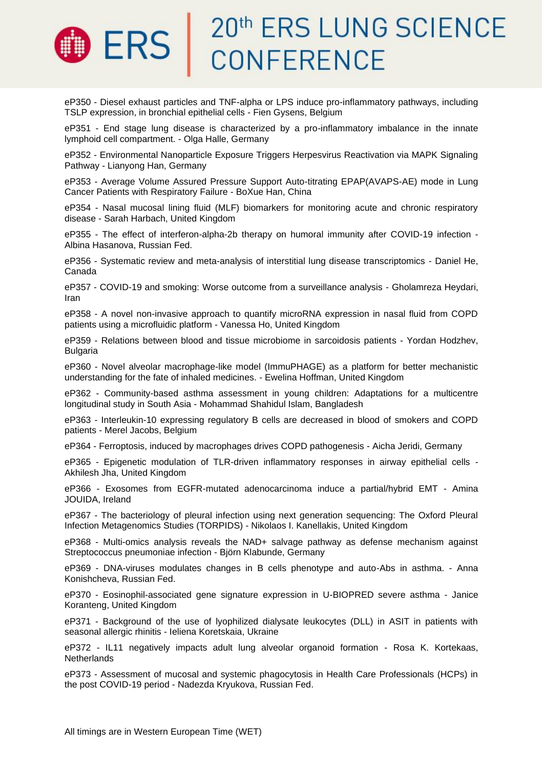eP350 - Diesel exhaust particles and TNF-alpha or LPS induce pro-inflammatory pathways, including TSLP expression, in bronchial epithelial cells - Fien Gysens, Belgium

eP351 - End stage lung disease is characterized by a pro-inflammatory imbalance in the innate lymphoid cell compartment. - Olga Halle, Germany

eP352 - Environmental Nanoparticle Exposure Triggers Herpesvirus Reactivation via MAPK Signaling Pathway - Lianyong Han, Germany

eP353 - Average Volume Assured Pressure Support Auto-titrating EPAP(AVAPS-AE) mode in Lung Cancer Patients with Respiratory Failure - BoXue Han, China

eP354 - Nasal mucosal lining fluid (MLF) biomarkers for monitoring acute and chronic respiratory disease - Sarah Harbach, United Kingdom

eP355 - The effect of interferon-alpha-2b therapy on humoral immunity after COVID-19 infection - Albina Hasanova, Russian Fed.

eP356 - Systematic review and meta-analysis of interstitial lung disease transcriptomics - Daniel He, Canada

eP357 - COVID-19 and smoking: Worse outcome from a surveillance analysis - Gholamreza Heydari, Iran

eP358 - A novel non-invasive approach to quantify microRNA expression in nasal fluid from COPD patients using a microfluidic platform - Vanessa Ho, United Kingdom

eP359 - Relations between blood and tissue microbiome in sarcoidosis patients - Yordan Hodzhev, Bulgaria

eP360 - Novel alveolar macrophage-like model (ImmuPHAGE) as a platform for better mechanistic understanding for the fate of inhaled medicines. - Ewelina Hoffman, United Kingdom

eP362 - Community-based asthma assessment in young children: Adaptations for a multicentre longitudinal study in South Asia - Mohammad Shahidul Islam, Bangladesh

eP363 - Interleukin-10 expressing regulatory B cells are decreased in blood of smokers and COPD patients - Merel Jacobs, Belgium

eP364 - Ferroptosis, induced by macrophages drives COPD pathogenesis - Aicha Jeridi, Germany

eP365 - Epigenetic modulation of TLR-driven inflammatory responses in airway epithelial cells - Akhilesh Jha, United Kingdom

eP366 - Exosomes from EGFR-mutated adenocarcinoma induce a partial/hybrid EMT - Amina JOUIDA, Ireland

eP367 - The bacteriology of pleural infection using next generation sequencing: The Oxford Pleural Infection Metagenomics Studies (TORPIDS) - Nikolaos I. Kanellakis, United Kingdom

eP368 - Multi-omics analysis reveals the NAD+ salvage pathway as defense mechanism against Streptococcus pneumoniae infection - Björn Klabunde, Germany

eP369 - DNA-viruses modulates changes in B cells phenotype and auto-Abs in asthma. - Anna Konishcheva, Russian Fed.

eP370 - Eosinophil-associated gene signature expression in U-BIOPRED severe asthma - Janice Koranteng, United Kingdom

eP371 - Background of the use of lyophilized dialysate leukocytes (DLL) in ASIT in patients with seasonal allergic rhinitis - Ieliena Koretskaia, Ukraine

eP372 - IL11 negatively impacts adult lung alveolar organoid formation - Rosa K. Kortekaas, Netherlands

eP373 - Assessment of mucosal and systemic phagocytosis in Health Care Professionals (HCPs) in the post COVID-19 period - Nadezda Kryukova, Russian Fed.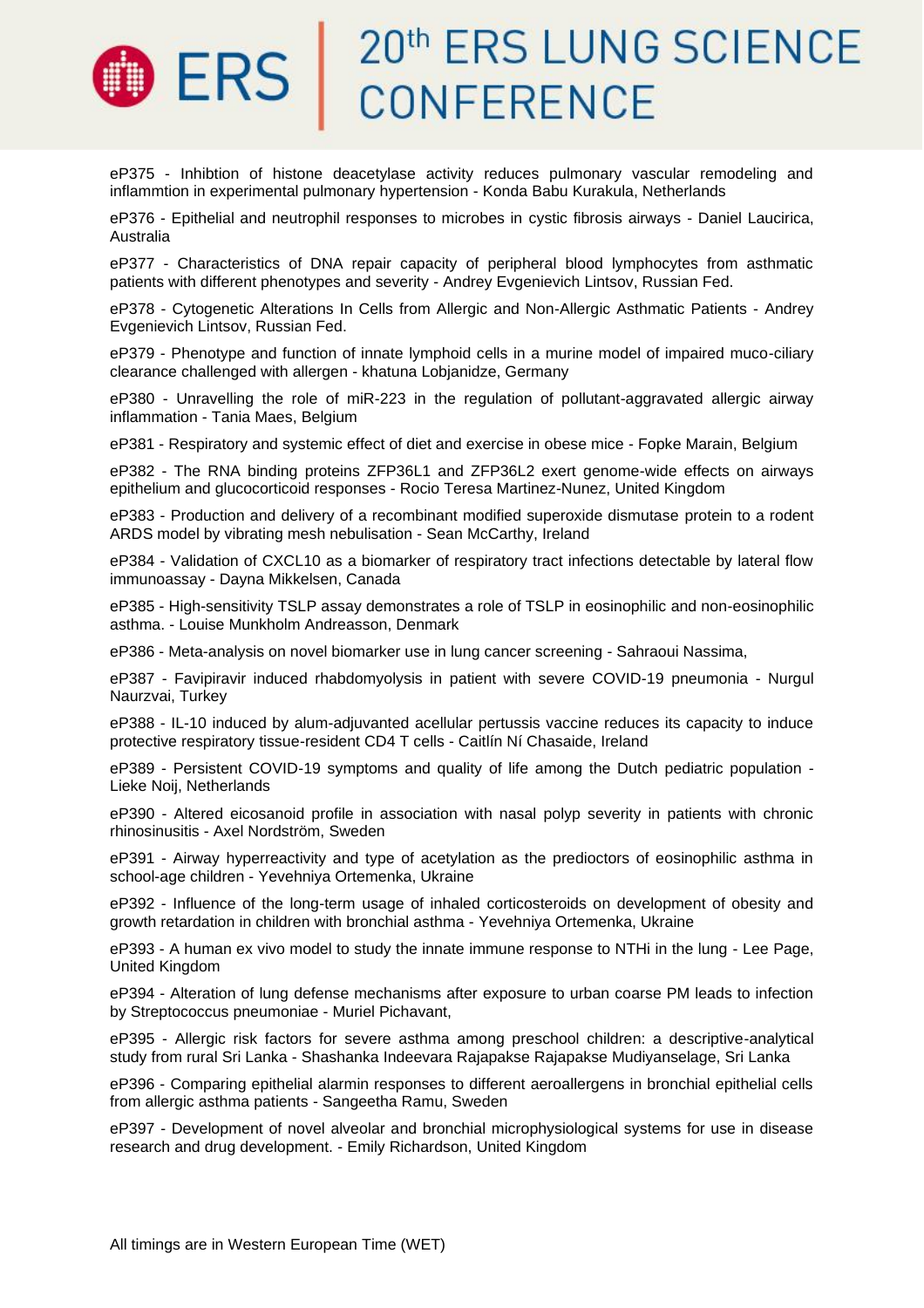eP375 - Inhibtion of histone deacetylase activity reduces pulmonary vascular remodeling and inflammtion in experimental pulmonary hypertension - Konda Babu Kurakula, Netherlands

eP376 - Epithelial and neutrophil responses to microbes in cystic fibrosis airways - Daniel Laucirica, Australia

eP377 - Characteristics of DNA repair capacity of peripheral blood lymphocytes from asthmatic patients with different phenotypes and severity - Andrey Evgenievich Lintsov, Russian Fed.

eP378 - Cytogenetic Alterations In Cells from Allergic and Non-Allergic Asthmatic Patients - Andrey Evgenievich Lintsov, Russian Fed.

eP379 - Phenotype and function of innate lymphoid cells in a murine model of impaired muco-ciliary clearance challenged with allergen - khatuna Lobjanidze, Germany

eP380 - Unravelling the role of miR-223 in the regulation of pollutant-aggravated allergic airway inflammation - Tania Maes, Belgium

eP381 - Respiratory and systemic effect of diet and exercise in obese mice - Fopke Marain, Belgium

eP382 - The RNA binding proteins ZFP36L1 and ZFP36L2 exert genome-wide effects on airways epithelium and glucocorticoid responses - Rocio Teresa Martinez-Nunez, United Kingdom

eP383 - Production and delivery of a recombinant modified superoxide dismutase protein to a rodent ARDS model by vibrating mesh nebulisation - Sean McCarthy, Ireland

eP384 - Validation of CXCL10 as a biomarker of respiratory tract infections detectable by lateral flow immunoassay - Dayna Mikkelsen, Canada

eP385 - High-sensitivity TSLP assay demonstrates a role of TSLP in eosinophilic and non-eosinophilic asthma. - Louise Munkholm Andreasson, Denmark

eP386 - Meta-analysis on novel biomarker use in lung cancer screening - Sahraoui Nassima,

eP387 - Favipiravir induced rhabdomyolysis in patient with severe COVID-19 pneumonia - Nurgul Naurzvai, Turkey

eP388 - IL-10 induced by alum-adjuvanted acellular pertussis vaccine reduces its capacity to induce protective respiratory tissue-resident CD4 T cells - Caitlín Ní Chasaide, Ireland

eP389 - Persistent COVID-19 symptoms and quality of life among the Dutch pediatric population - Lieke Noij, Netherlands

eP390 - Altered eicosanoid profile in association with nasal polyp severity in patients with chronic rhinosinusitis - Axel Nordström, Sweden

eP391 - Airway hyperreactivity and type of acetylation as the predioctors of eosinophilic asthma in school-age children - Yevehniya Ortemenka, Ukraine

eP392 - Influence of the long-term usage of inhaled corticosteroids on development of obesity and growth retardation in children with bronchial asthma - Yevehniya Ortemenka, Ukraine

eP393 - A human ex vivo model to study the innate immune response to NTHi in the lung - Lee Page, United Kingdom

eP394 - Alteration of lung defense mechanisms after exposure to urban coarse PM leads to infection by Streptococcus pneumoniae - Muriel Pichavant,

eP395 - Allergic risk factors for severe asthma among preschool children: a descriptive-analytical study from rural Sri Lanka - Shashanka Indeevara Rajapakse Rajapakse Mudiyanselage, Sri Lanka

eP396 - Comparing epithelial alarmin responses to different aeroallergens in bronchial epithelial cells from allergic asthma patients - Sangeetha Ramu, Sweden

eP397 - Development of novel alveolar and bronchial microphysiological systems for use in disease research and drug development. - Emily Richardson, United Kingdom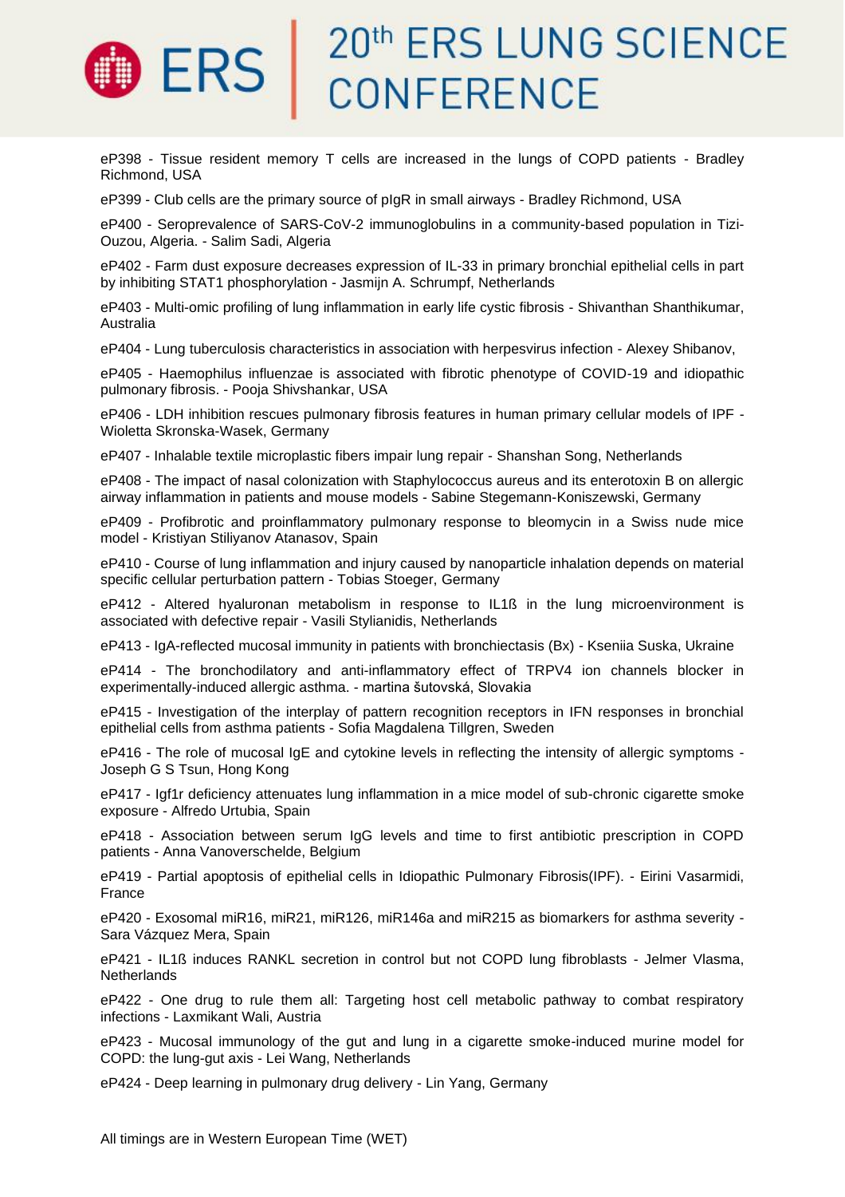eP398 - Tissue resident memory T cells are increased in the lungs of COPD patients - Bradley Richmond, USA

eP399 - Club cells are the primary source of pIgR in small airways - Bradley Richmond, USA

eP400 - Seroprevalence of SARS-CoV-2 immunoglobulins in a community-based population in Tizi-Ouzou, Algeria. - Salim Sadi, Algeria

eP402 - Farm dust exposure decreases expression of IL-33 in primary bronchial epithelial cells in part by inhibiting STAT1 phosphorylation - Jasmijn A. Schrumpf, Netherlands

eP403 - Multi-omic profiling of lung inflammation in early life cystic fibrosis - Shivanthan Shanthikumar, Australia

eP404 - Lung tuberculosis characteristics in association with herpesvirus infection - Alexey Shibanov,

eP405 - Haemophilus influenzae is associated with fibrotic phenotype of COVID-19 and idiopathic pulmonary fibrosis. - Pooja Shivshankar, USA

eP406 - LDH inhibition rescues pulmonary fibrosis features in human primary cellular models of IPF - Wioletta Skronska-Wasek, Germany

eP407 - Inhalable textile microplastic fibers impair lung repair - Shanshan Song, Netherlands

eP408 - The impact of nasal colonization with Staphylococcus aureus and its enterotoxin B on allergic airway inflammation in patients and mouse models - Sabine Stegemann-Koniszewski, Germany

eP409 - Profibrotic and proinflammatory pulmonary response to bleomycin in a Swiss nude mice model - Kristiyan Stiliyanov Atanasov, Spain

eP410 - Course of lung inflammation and injury caused by nanoparticle inhalation depends on material specific cellular perturbation pattern - Tobias Stoeger, Germany

eP412 - Altered hyaluronan metabolism in response to IL1ß in the lung microenvironment is associated with defective repair - Vasili Stylianidis, Netherlands

eP413 - IgA-reflected mucosal immunity in patients with bronchiectasis (Bx) - Kseniia Suska, Ukraine

eP414 - The bronchodilatory and anti-inflammatory effect of TRPV4 ion channels blocker in experimentally-induced allergic asthma. - martina šutovská, Slovakia

eP415 - Investigation of the interplay of pattern recognition receptors in IFN responses in bronchial epithelial cells from asthma patients - Sofia Magdalena Tillgren, Sweden

eP416 - The role of mucosal IgE and cytokine levels in reflecting the intensity of allergic symptoms - Joseph G S Tsun, Hong Kong

eP417 - Igf1r deficiency attenuates lung inflammation in a mice model of sub-chronic cigarette smoke exposure - Alfredo Urtubia, Spain

eP418 - Association between serum IgG levels and time to first antibiotic prescription in COPD patients - Anna Vanoverschelde, Belgium

eP419 - Partial apoptosis of epithelial cells in Idiopathic Pulmonary Fibrosis(IPF). - Eirini Vasarmidi, France

eP420 - Exosomal miR16, miR21, miR126, miR146a and miR215 as biomarkers for asthma severity - Sara Vázquez Mera, Spain

eP421 - IL1ß induces RANKL secretion in control but not COPD lung fibroblasts - Jelmer Vlasma, Netherlands

eP422 - One drug to rule them all: Targeting host cell metabolic pathway to combat respiratory infections - Laxmikant Wali, Austria

eP423 - Mucosal immunology of the gut and lung in a cigarette smoke-induced murine model for COPD: the lung-gut axis - Lei Wang, Netherlands

eP424 - Deep learning in pulmonary drug delivery - Lin Yang, Germany

All timings are in Western European Time (WET)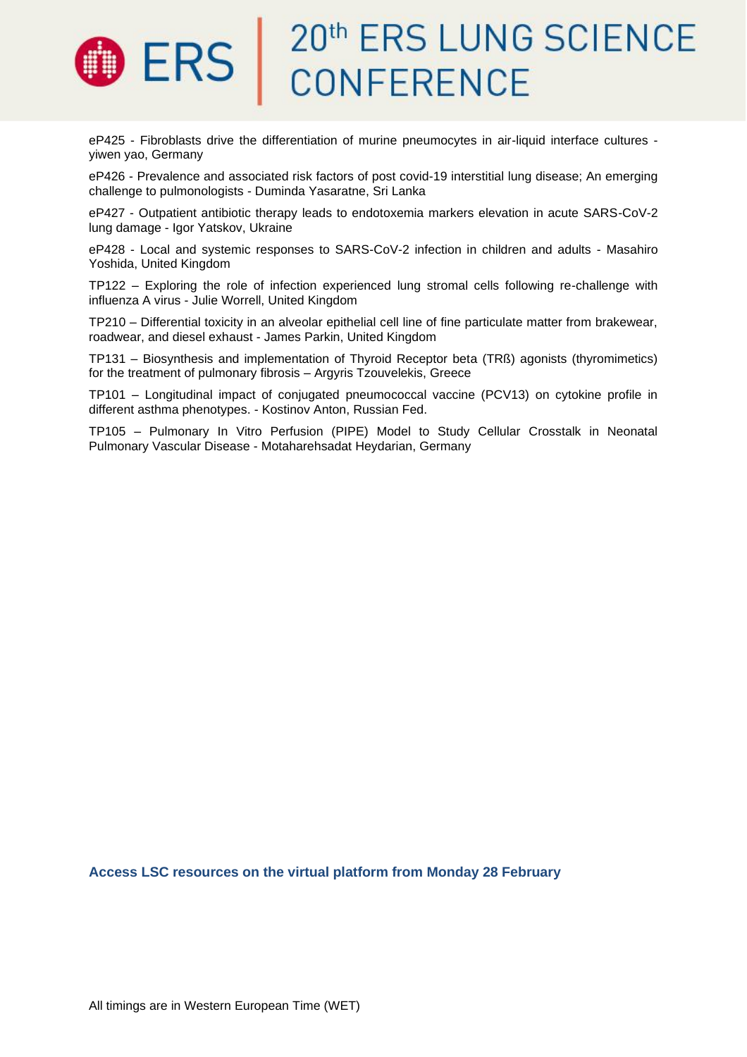eP425 - Fibroblasts drive the differentiation of murine pneumocytes in air-liquid interface cultures - yiwen yao, Germany

eP426 - Prevalence and associated risk factors of post covid-19 interstitial lung disease; An emerging challenge to pulmonologists - Duminda Yasaratne, Sri Lanka

eP427 - Outpatient antibiotic therapy leads to endotoxemia markers elevation in acute SARS-CoV-2 lung damage - Igor Yatskov, Ukraine

eP428 - Local and systemic responses to SARS-CoV-2 infection in children and adults - Masahiro Yoshida, United Kingdom

TP122 – Exploring the role of infection experienced lung stromal cells following re-challenge with influenza A virus - Julie Worrell, United Kingdom

TP210 – Differential toxicity in an alveolar epithelial cell line of fine particulate matter from brakewear, roadwear, and diesel exhaust - James Parkin, United Kingdom

TP131 – Biosynthesis and implementation of Thyroid Receptor beta (TRß) agonists (thyromimetics) for the treatment of pulmonary fibrosis – Argyris Tzouvelekis, Greece

TP101 – Longitudinal impact of conjugated pneumococcal vaccine (PCV13) on cytokine profile in different asthma phenotypes. - Kostinov Anton, Russian Fed.

TP105 – Pulmonary In Vitro Perfusion (PIPE) Model to Study Cellular Crosstalk in Neonatal Pulmonary Vascular Disease - Motaharehsadat Heydarian, Germany

**Access LSC resources on the virtual platform from Monday 28 February**

All timings are in Western European Time (WET)